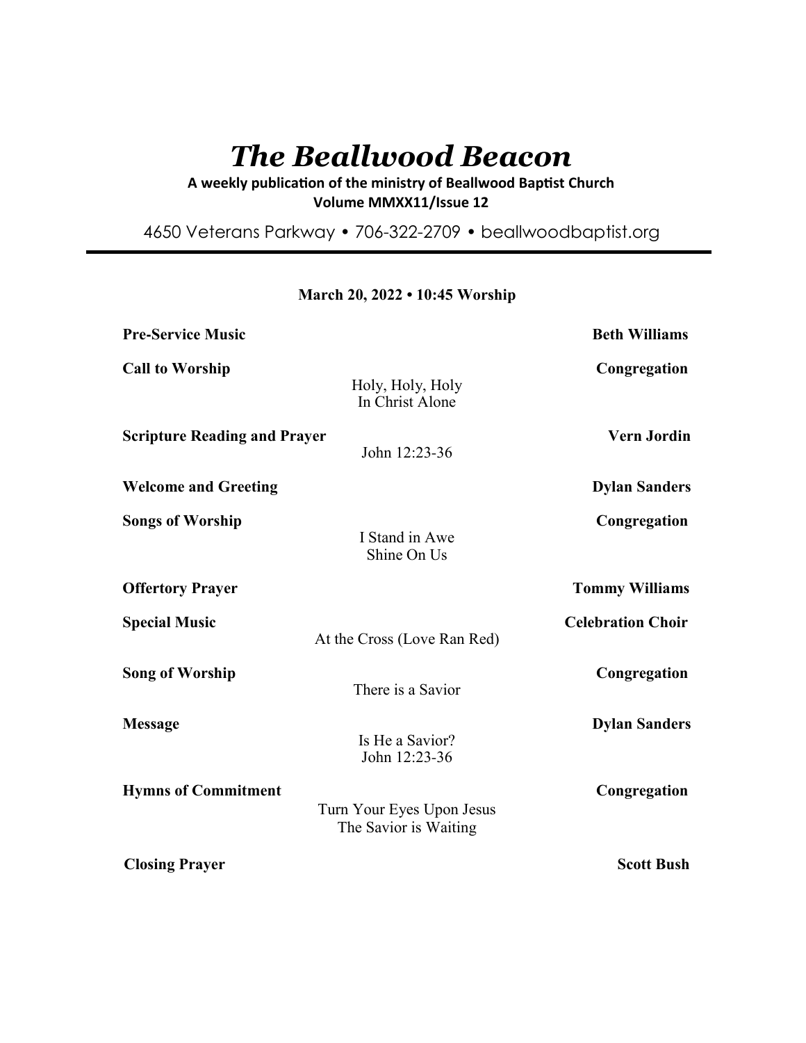# *The Beallwood Beacon*

**A weekly publication of the ministry of Beallwood Baptist Church**
**Volume MMXX11/Issue 12**

4650 Veterans Parkway • 706-322-2709 • beallwoodbaptist.org

---

**March 20, 2022 • 10:45 Worship**

**Pre-Service Music** — **Beth Williams**

**Call to Worship** — **Congregation**
Holy, Holy, Holy
In Christ Alone

**Scripture Reading and Prayer** — **Vern Jordin**
John 12:23-36

**Welcome and Greeting** — **Dylan Sanders**

**Songs of Worship** — **Congregation**
I Stand in Awe
Shine On Us

**Offertory Prayer** — **Tommy Williams**

**Special Music** — **Celebration Choir**
At the Cross (Love Ran Red)

**Song of Worship** — **Congregation**
There is a Savior

**Message** — **Dylan Sanders**
Is He a Savior?
John 12:23-36

**Hymns of Commitment** — **Congregation**
Turn Your Eyes Upon Jesus
The Savior is Waiting

**Closing Prayer** — **Scott Bush**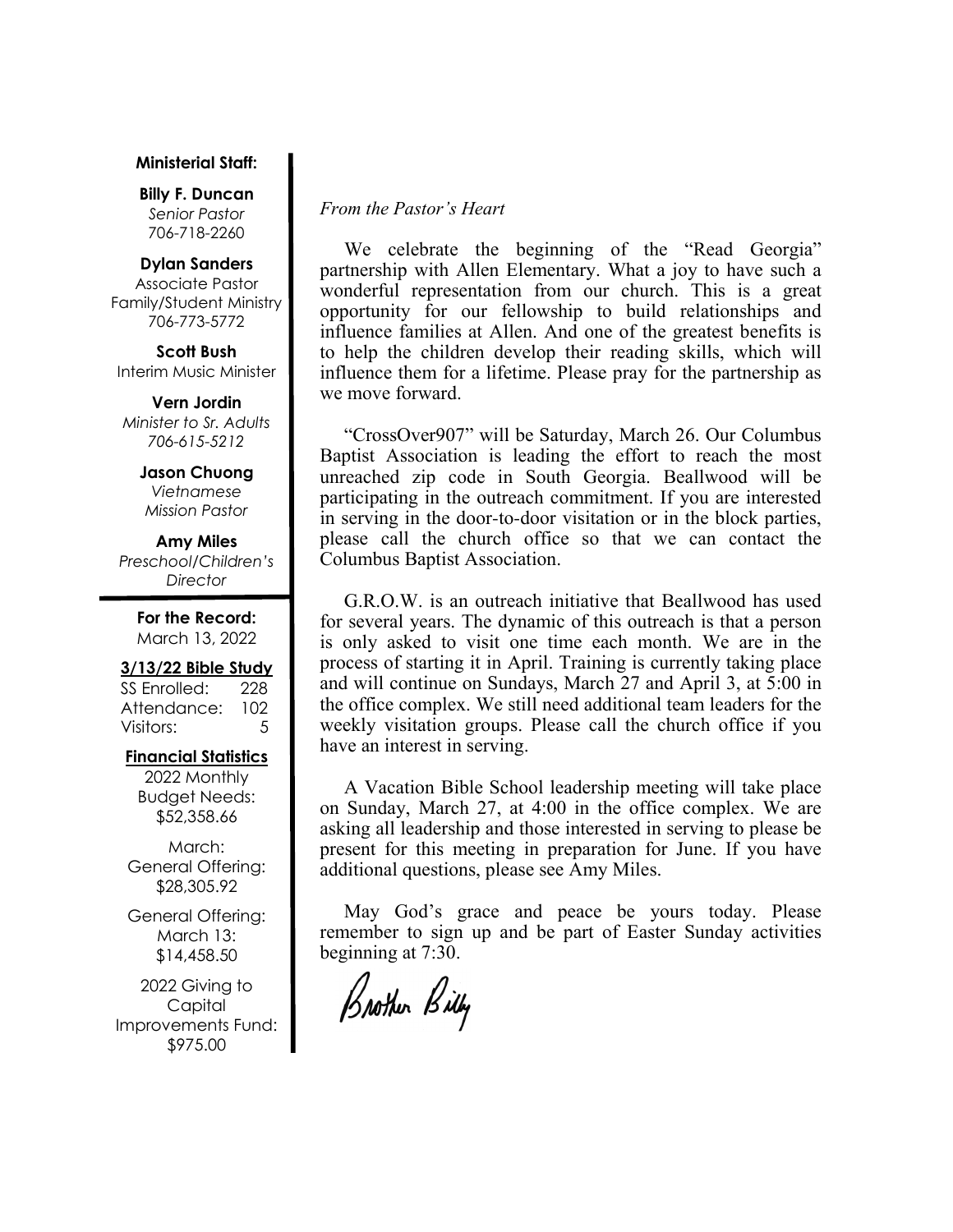**Ministerial Staff:**

**Billy F. Duncan**
*Senior Pastor*
706-718-2260

**Dylan Sanders**
Associate Pastor
Family/Student Ministry
706-773-5772

**Scott Bush**
Interim Music Minister

**Vern Jordin**
*Minister to Sr. Adults*
*706-615-5212*

**Jason Chuong**
*Vietnamese*
*Mission Pastor*

**Amy Miles**
*Preschool/Children's*
*Director*

**For the Record:**
March 13, 2022

**3/13/22 Bible Study**

| | |
|---|---|
| SS Enrolled: | 228 |
| Attendance: | 102 |
| Visitors: | 5 |

**Financial Statistics**

2022 Monthly Budget Needs: $52,358.66

March: General Offering: $28,305.92

General Offering: March 13: $14,458.50

2022 Giving to Capital Improvements Fund: $975.00

*From the Pastor's Heart*

We celebrate the beginning of the "Read Georgia" partnership with Allen Elementary. What a joy to have such a wonderful representation from our church. This is a great opportunity for our fellowship to build relationships and influence families at Allen. And one of the greatest benefits is to help the children develop their reading skills, which will influence them for a lifetime. Please pray for the partnership as we move forward.

"CrossOver907" will be Saturday, March 26. Our Columbus Baptist Association is leading the effort to reach the most unreached zip code in South Georgia. Beallwood will be participating in the outreach commitment. If you are interested in serving in the door-to-door visitation or in the block parties, please call the church office so that we can contact the Columbus Baptist Association.

G.R.O.W. is an outreach initiative that Beallwood has used for several years. The dynamic of this outreach is that a person is only asked to visit one time each month. We are in the process of starting it in April. Training is currently taking place and will continue on Sundays, March 27 and April 3, at 5:00 in the office complex. We still need additional team leaders for the weekly visitation groups. Please call the church office if you have an interest in serving.

A Vacation Bible School leadership meeting will take place on Sunday, March 27, at 4:00 in the office complex. We are asking all leadership and those interested in serving to please be present for this meeting in preparation for June. If you have additional questions, please see Amy Miles.

May God's grace and peace be yours today. Please remember to sign up and be part of Easter Sunday activities beginning at 7:30.

Brother Billy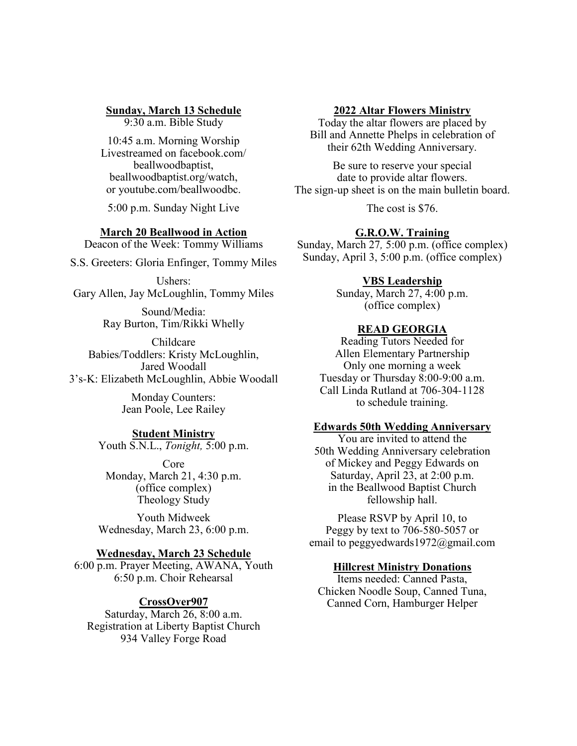**Sunday, March 13 Schedule**

9:30 a.m. Bible Study

10:45 a.m. Morning Worship
Livestreamed on facebook.com/beallwoodbaptist, beallwoodbaptist.org/watch, or youtube.com/beallwoodbc.

5:00 p.m. Sunday Night Live

**March 20 Beallwood in Action**

Deacon of the Week: Tommy Williams

S.S. Greeters: Gloria Enfinger, Tommy Miles

Ushers:
Gary Allen, Jay McLoughlin, Tommy Miles

Sound/Media:
Ray Burton, Tim/Rikki Whelly

Childcare
Babies/Toddlers: Kristy McLoughlin, Jared Woodall
3's-K: Elizabeth McLoughlin, Abbie Woodall

Monday Counters:
Jean Poole, Lee Railey

**Student Ministry**

Youth S.N.L., *Tonight,* 5:00 p.m.

Core
Monday, March 21, 4:30 p.m.
(office complex)
Theology Study

Youth Midweek
Wednesday, March 23, 6:00 p.m.

**Wednesday, March 23 Schedule**

6:00 p.m. Prayer Meeting, AWANA, Youth
6:50 p.m. Choir Rehearsal

**CrossOver907**

Saturday, March 26, 8:00 a.m.
Registration at Liberty Baptist Church
934 Valley Forge Road

**2022 Altar Flowers Ministry**

Today the altar flowers are placed by Bill and Annette Phelps in celebration of their 62th Wedding Anniversary.

Be sure to reserve your special date to provide altar flowers.
The sign-up sheet is on the main bulletin board.

The cost is $76.

**G.R.O.W. Training**

Sunday, March 27, 5:00 p.m. (office complex)
Sunday, April 3, 5:00 p.m. (office complex)

**VBS Leadership**

Sunday, March 27, 4:00 p.m.
(office complex)

**READ GEORGIA**

Reading Tutors Needed for
Allen Elementary Partnership
Only one morning a week
Tuesday or Thursday 8:00-9:00 a.m.
Call Linda Rutland at 706-304-1128
to schedule training.

**Edwards 50th Wedding Anniversary**

You are invited to attend the 50th Wedding Anniversary celebration of Mickey and Peggy Edwards on Saturday, April 23, at 2:00 p.m. in the Beallwood Baptist Church fellowship hall.

Please RSVP by April 10, to Peggy by text to 706-580-5057 or email to peggyedwards1972@gmail.com

**Hillcrest Ministry Donations**

Items needed: Canned Pasta, Chicken Noodle Soup, Canned Tuna, Canned Corn, Hamburger Helper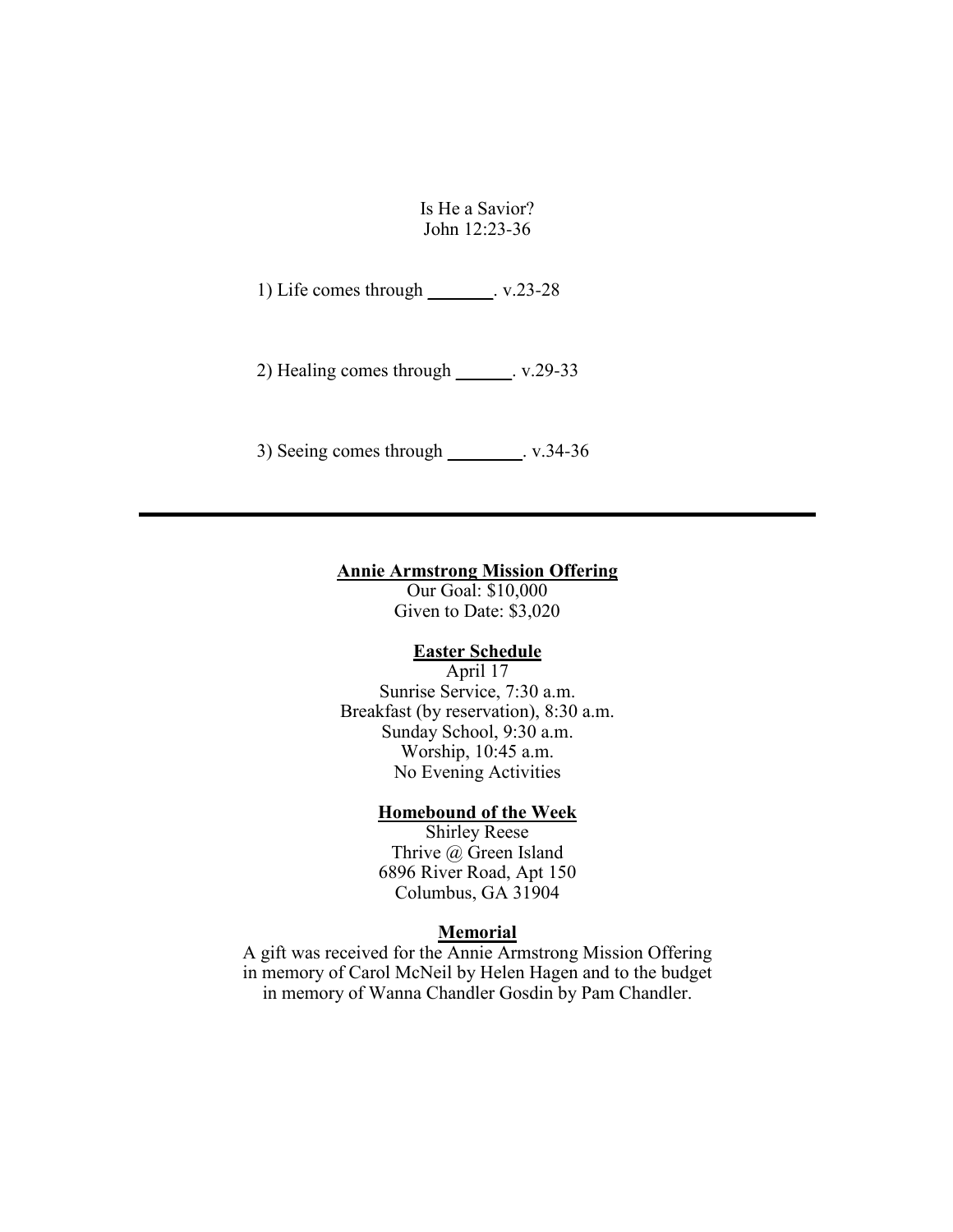Is He a Savior?
John 12:23-36

1) Life comes through \_\_\_\_\_\_\_. v.23-28

2) Healing comes through \_\_\_\_\_\_. v.29-33

3) Seeing comes through \_\_\_\_\_\_\_\_. v.34-36

---

**Annie Armstrong Mission Offering**

Our Goal: $10,000
Given to Date: $3,020

**Easter Schedule**

April 17
Sunrise Service, 7:30 a.m.
Breakfast (by reservation), 8:30 a.m.
Sunday School, 9:30 a.m.
Worship, 10:45 a.m.
No Evening Activities

**Homebound of the Week**

Shirley Reese
Thrive @ Green Island
6896 River Road, Apt 150
Columbus, GA 31904

**Memorial**

A gift was received for the Annie Armstrong Mission Offering in memory of Carol McNeil by Helen Hagen and to the budget in memory of Wanna Chandler Gosdin by Pam Chandler.